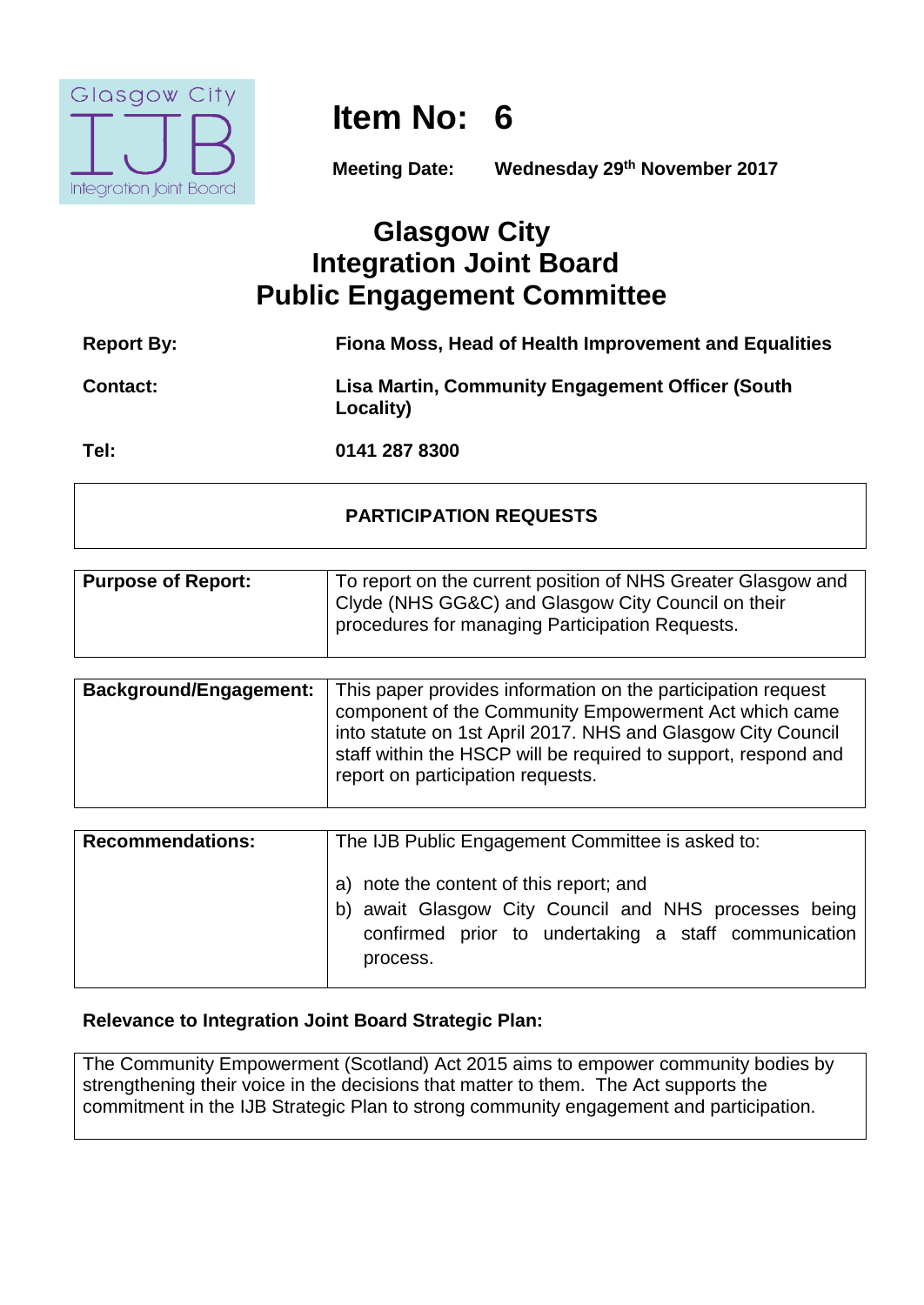# Item No: 6

**Meeting Date:** **Wednesday 29th November 2017**

## Glasgow City Integration Joint Board Public Engagement Committee

| | |
|---|---|
| **Report By:** | **Fiona Moss, Head of Health Improvement and Equalities** |
| **Contact:** | **Lisa Martin, Community Engagement Officer (South Locality)** |
| **Tel:** | **0141 287 8300** |

**PARTICIPATION REQUESTS**

| | |
|---|---|
| **Purpose of Report:** | To report on the current position of NHS Greater Glasgow and Clyde (NHS GG&C) and Glasgow City Council on their procedures for managing Participation Requests. |

| | |
|---|---|
| **Background/Engagement:** | This paper provides information on the participation request component of the Community Empowerment Act which came into statute on 1st April 2017. NHS and Glasgow City Council staff within the HSCP will be required to support, respond and report on participation requests. |

| | |
|---|---|
| **Recommendations:** | The IJB Public Engagement Committee is asked to:<br><br>a) note the content of this report; and<br>b) await Glasgow City Council and NHS processes being confirmed prior to undertaking a staff communication process. |

**Relevance to Integration Joint Board Strategic Plan:**

The Community Empowerment (Scotland) Act 2015 aims to empower community bodies by strengthening their voice in the decisions that matter to them. The Act supports the commitment in the IJB Strategic Plan to strong community engagement and participation.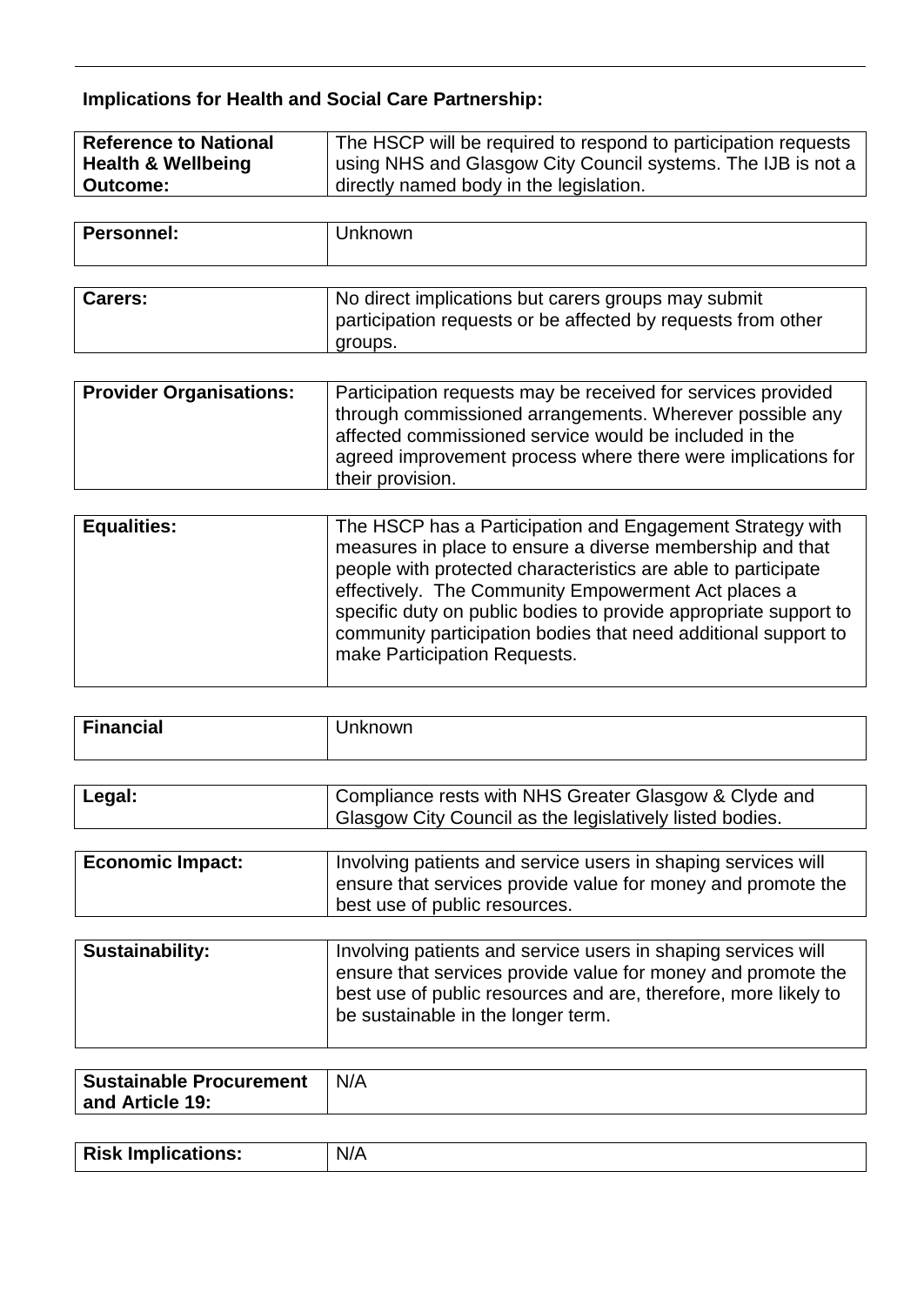**Implications for Health and Social Care Partnership:**

| | |
|---|---|
| **Reference to National Health & Wellbeing Outcome:** | The HSCP will be required to respond to participation requests using NHS and Glasgow City Council systems. The IJB is not a directly named body in the legislation. |

| | |
|---|---|
| **Personnel:** | Unknown |

| | |
|---|---|
| **Carers:** | No direct implications but carers groups may submit participation requests or be affected by requests from other groups. |

| | |
|---|---|
| **Provider Organisations:** | Participation requests may be received for services provided through commissioned arrangements. Wherever possible any affected commissioned service would be included in the agreed improvement process where there were implications for their provision. |

| | |
|---|---|
| **Equalities:** | The HSCP has a Participation and Engagement Strategy with measures in place to ensure a diverse membership and that people with protected characteristics are able to participate effectively. The Community Empowerment Act places a specific duty on public bodies to provide appropriate support to community participation bodies that need additional support to make Participation Requests. |

| | |
|---|---|
| **Financial** | Unknown |

| | |
|---|---|
| **Legal:** | Compliance rests with NHS Greater Glasgow & Clyde and Glasgow City Council as the legislatively listed bodies. |

| | |
|---|---|
| **Economic Impact:** | Involving patients and service users in shaping services will ensure that services provide value for money and promote the best use of public resources. |

| | |
|---|---|
| **Sustainability:** | Involving patients and service users in shaping services will ensure that services provide value for money and promote the best use of public resources and are, therefore, more likely to be sustainable in the longer term. |

| | |
|---|---|
| **Sustainable Procurement and Article 19:** | N/A |

| | |
|---|---|
| **Risk Implications:** | N/A |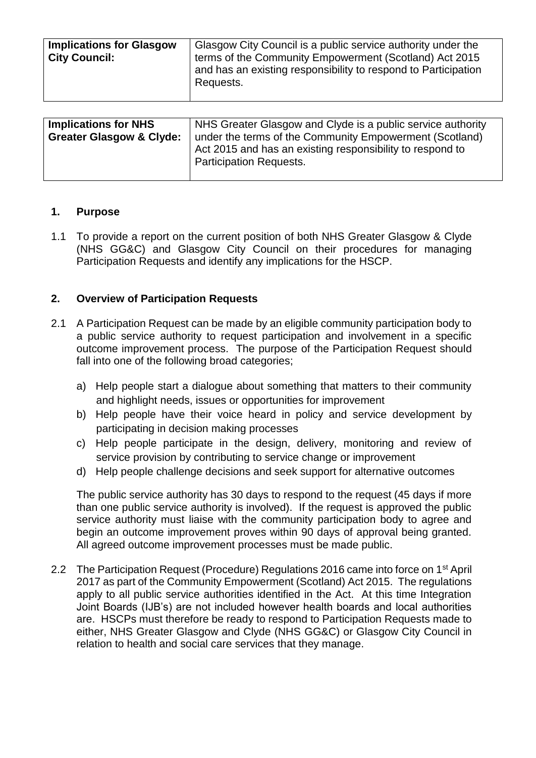| | |
|---|---|
| **Implications for Glasgow City Council:** | Glasgow City Council is a public service authority under the terms of the Community Empowerment (Scotland) Act 2015 and has an existing responsibility to respond to Participation Requests. |

| | |
|---|---|
| **Implications for NHS Greater Glasgow & Clyde:** | NHS Greater Glasgow and Clyde is a public service authority under the terms of the Community Empowerment (Scotland) Act 2015 and has an existing responsibility to respond to Participation Requests. |

## 1. Purpose

1.1 To provide a report on the current position of both NHS Greater Glasgow & Clyde (NHS GG&C) and Glasgow City Council on their procedures for managing Participation Requests and identify any implications for the HSCP.

## 2. Overview of Participation Requests

2.1 A Participation Request can be made by an eligible community participation body to a public service authority to request participation and involvement in a specific outcome improvement process. The purpose of the Participation Request should fall into one of the following broad categories;

a) Help people start a dialogue about something that matters to their community and highlight needs, issues or opportunities for improvement
b) Help people have their voice heard in policy and service development by participating in decision making processes
c) Help people participate in the design, delivery, monitoring and review of service provision by contributing to service change or improvement
d) Help people challenge decisions and seek support for alternative outcomes

The public service authority has 30 days to respond to the request (45 days if more than one public service authority is involved). If the request is approved the public service authority must liaise with the community participation body to agree and begin an outcome improvement proves within 90 days of approval being granted. All agreed outcome improvement processes must be made public.

2.2 The Participation Request (Procedure) Regulations 2016 came into force on 1st April 2017 as part of the Community Empowerment (Scotland) Act 2015. The regulations apply to all public service authorities identified in the Act. At this time Integration Joint Boards (IJB's) are not included however health boards and local authorities are. HSCPs must therefore be ready to respond to Participation Requests made to either, NHS Greater Glasgow and Clyde (NHS GG&C) or Glasgow City Council in relation to health and social care services that they manage.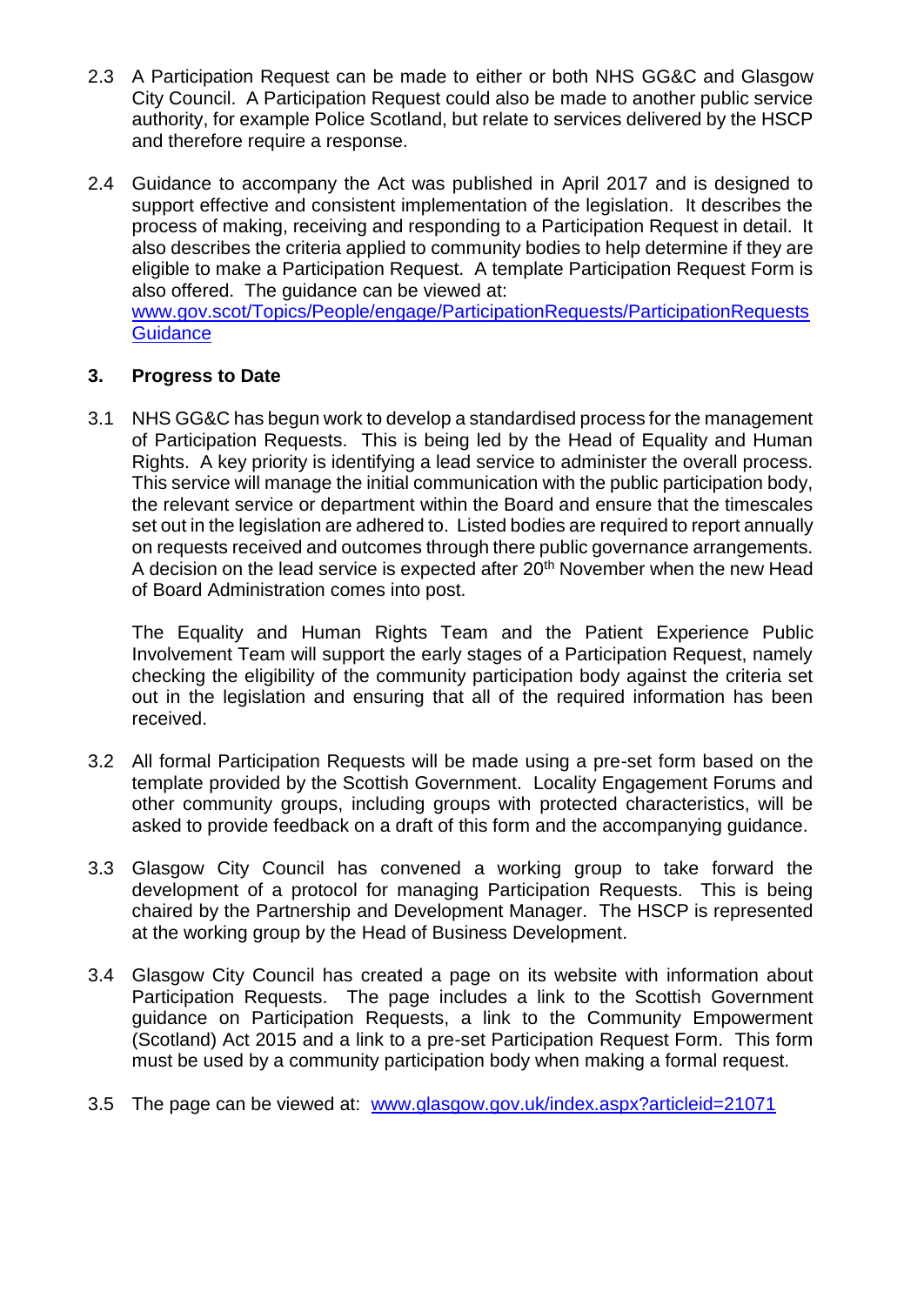2.3 A Participation Request can be made to either or both NHS GG&C and Glasgow City Council. A Participation Request could also be made to another public service authority, for example Police Scotland, but relate to services delivered by the HSCP and therefore require a response.

2.4 Guidance to accompany the Act was published in April 2017 and is designed to support effective and consistent implementation of the legislation. It describes the process of making, receiving and responding to a Participation Request in detail. It also describes the criteria applied to community bodies to help determine if they are eligible to make a Participation Request. A template Participation Request Form is also offered. The guidance can be viewed at: [www.gov.scot/Topics/People/engage/ParticipationRequests/ParticipationRequests Guidance](www.gov.scot/Topics/People/engage/ParticipationRequests/ParticipationRequestsGuidance)

## 3. Progress to Date

3.1 NHS GG&C has begun work to develop a standardised process for the management of Participation Requests. This is being led by the Head of Equality and Human Rights. A key priority is identifying a lead service to administer the overall process. This service will manage the initial communication with the public participation body, the relevant service or department within the Board and ensure that the timescales set out in the legislation are adhered to. Listed bodies are required to report annually on requests received and outcomes through there public governance arrangements. A decision on the lead service is expected after 20th November when the new Head of Board Administration comes into post.

The Equality and Human Rights Team and the Patient Experience Public Involvement Team will support the early stages of a Participation Request, namely checking the eligibility of the community participation body against the criteria set out in the legislation and ensuring that all of the required information has been received.

3.2 All formal Participation Requests will be made using a pre-set form based on the template provided by the Scottish Government. Locality Engagement Forums and other community groups, including groups with protected characteristics, will be asked to provide feedback on a draft of this form and the accompanying guidance.

3.3 Glasgow City Council has convened a working group to take forward the development of a protocol for managing Participation Requests. This is being chaired by the Partnership and Development Manager. The HSCP is represented at the working group by the Head of Business Development.

3.4 Glasgow City Council has created a page on its website with information about Participation Requests. The page includes a link to the Scottish Government guidance on Participation Requests, a link to the Community Empowerment (Scotland) Act 2015 and a link to a pre-set Participation Request Form. This form must be used by a community participation body when making a formal request.

3.5 The page can be viewed at: [www.glasgow.gov.uk/index.aspx?articleid=21071](www.glasgow.gov.uk/index.aspx?articleid=21071)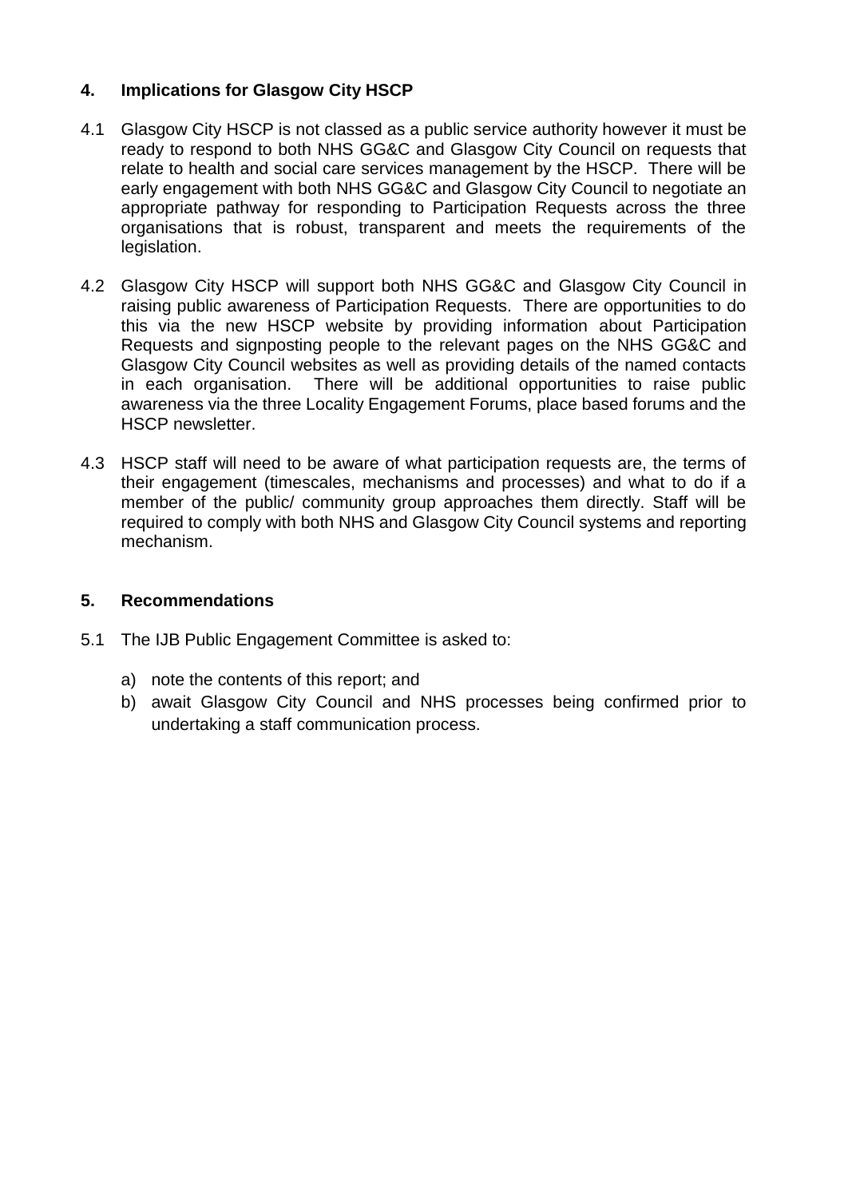## 4. Implications for Glasgow City HSCP

4.1 Glasgow City HSCP is not classed as a public service authority however it must be ready to respond to both NHS GG&C and Glasgow City Council on requests that relate to health and social care services management by the HSCP. There will be early engagement with both NHS GG&C and Glasgow City Council to negotiate an appropriate pathway for responding to Participation Requests across the three organisations that is robust, transparent and meets the requirements of the legislation.

4.2 Glasgow City HSCP will support both NHS GG&C and Glasgow City Council in raising public awareness of Participation Requests. There are opportunities to do this via the new HSCP website by providing information about Participation Requests and signposting people to the relevant pages on the NHS GG&C and Glasgow City Council websites as well as providing details of the named contacts in each organisation. There will be additional opportunities to raise public awareness via the three Locality Engagement Forums, place based forums and the HSCP newsletter.

4.3 HSCP staff will need to be aware of what participation requests are, the terms of their engagement (timescales, mechanisms and processes) and what to do if a member of the public/ community group approaches them directly. Staff will be required to comply with both NHS and Glasgow City Council systems and reporting mechanism.

## 5. Recommendations

5.1 The IJB Public Engagement Committee is asked to:

a) note the contents of this report; and
b) await Glasgow City Council and NHS processes being confirmed prior to undertaking a staff communication process.